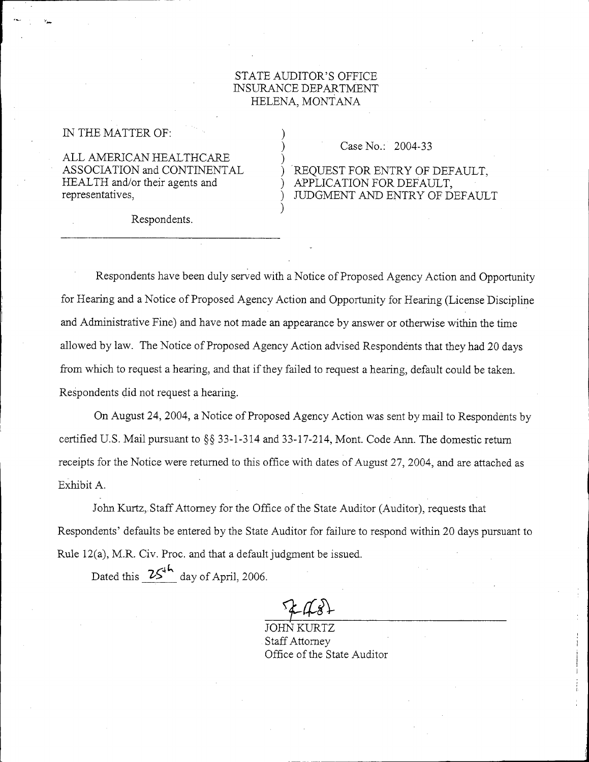STATE AUDITOR'S OFFICE
INSURANCE DEPARTMENT
HELENA, MONTANA

IN THE MATTER OF:

ALL AMERICAN HEALTHCARE ASSOCIATION and CONTINENTAL HEALTH and/or their agents and representatives,

Respondents.

Case No.: 2004-33

REQUEST FOR ENTRY OF DEFAULT, APPLICATION FOR DEFAULT, JUDGMENT AND ENTRY OF DEFAULT

---

Respondents have been duly served with a Notice of Proposed Agency Action and Opportunity for Hearing and a Notice of Proposed Agency Action and Opportunity for Hearing (License Discipline and Administrative Fine) and have not made an appearance by answer or otherwise within the time allowed by law. The Notice of Proposed Agency Action advised Respondents that they had 20 days from which to request a hearing, and that if they failed to request a hearing, default could be taken. Respondents did not request a hearing.

On August 24, 2004, a Notice of Proposed Agency Action was sent by mail to Respondents by certified U.S. Mail pursuant to §§ 33-1-314 and 33-17-214, Mont. Code Ann. The domestic return receipts for the Notice were returned to this office with dates of August 27, 2004, and are attached as Exhibit A.

John Kurtz, Staff Attorney for the Office of the State Auditor (Auditor), requests that Respondents' defaults be entered by the State Auditor for failure to respond within 20 days pursuant to Rule 12(a), M.R. Civ. Proc. and that a default judgment be issued.

Dated this 25th day of April, 2006.

JOHN KURTZ
Staff Attorney
Office of the State Auditor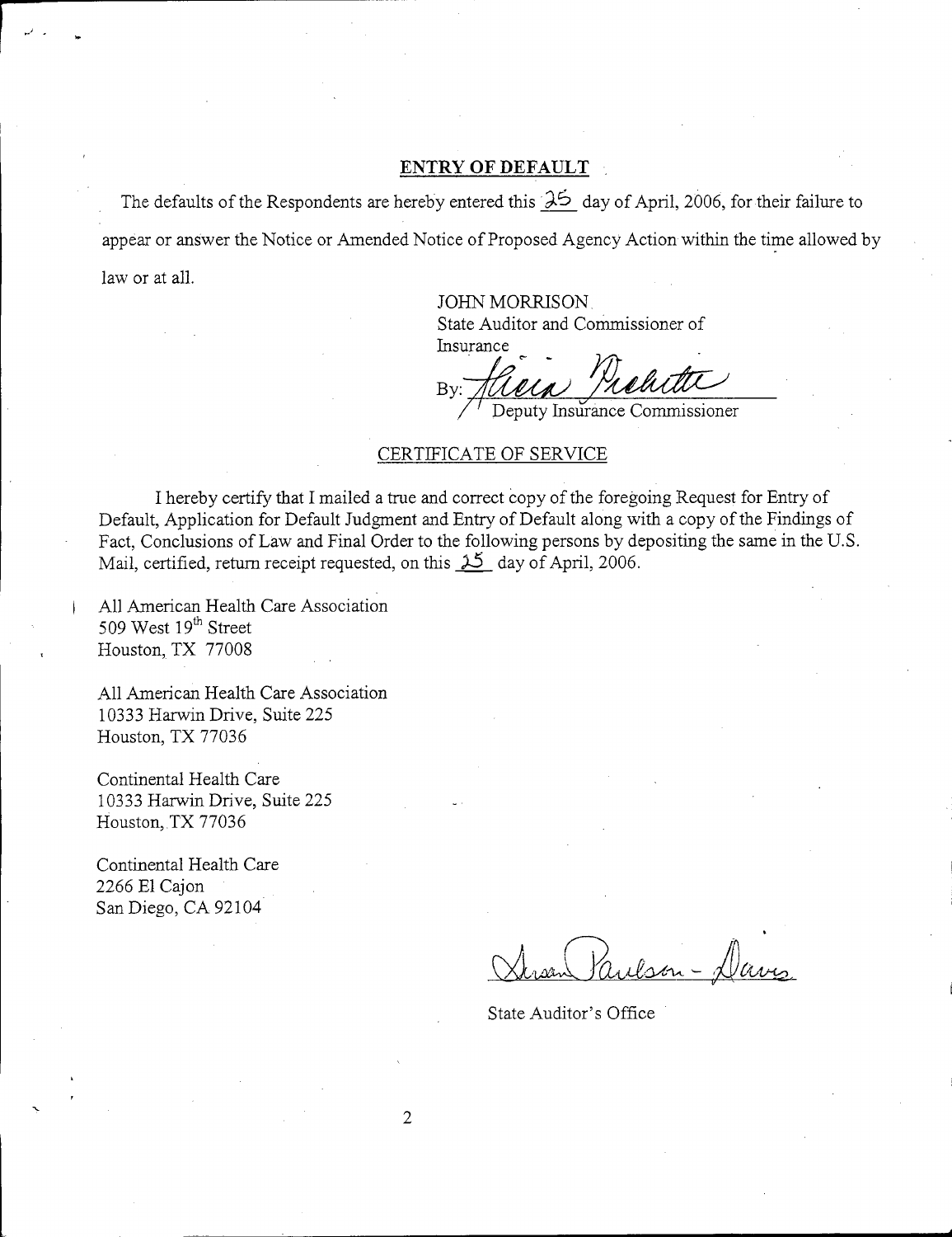## ENTRY OF DEFAULT

The defaults of the Respondents are hereby entered this 25 day of April, 2006, for their failure to appear or answer the Notice or Amended Notice of Proposed Agency Action within the time allowed by law or at all.

JOHN MORRISON
State Auditor and Commissioner of Insurance

By: ______________________
Deputy Insurance Commissioner

### CERTIFICATE OF SERVICE

I hereby certify that I mailed a true and correct copy of the foregoing Request for Entry of Default, Application for Default Judgment and Entry of Default along with a copy of the Findings of Fact, Conclusions of Law and Final Order to the following persons by depositing the same in the U.S. Mail, certified, return receipt requested, on this 25 day of April, 2006.

All American Health Care Association
509 West 19th Street
Houston, TX 77008

All American Health Care Association
10333 Harwin Drive, Suite 225
Houston, TX 77036

Continental Health Care
10333 Harwin Drive, Suite 225
Houston, TX 77036

Continental Health Care
2266 El Cajon
San Diego, CA 92104

______________________
State Auditor's Office